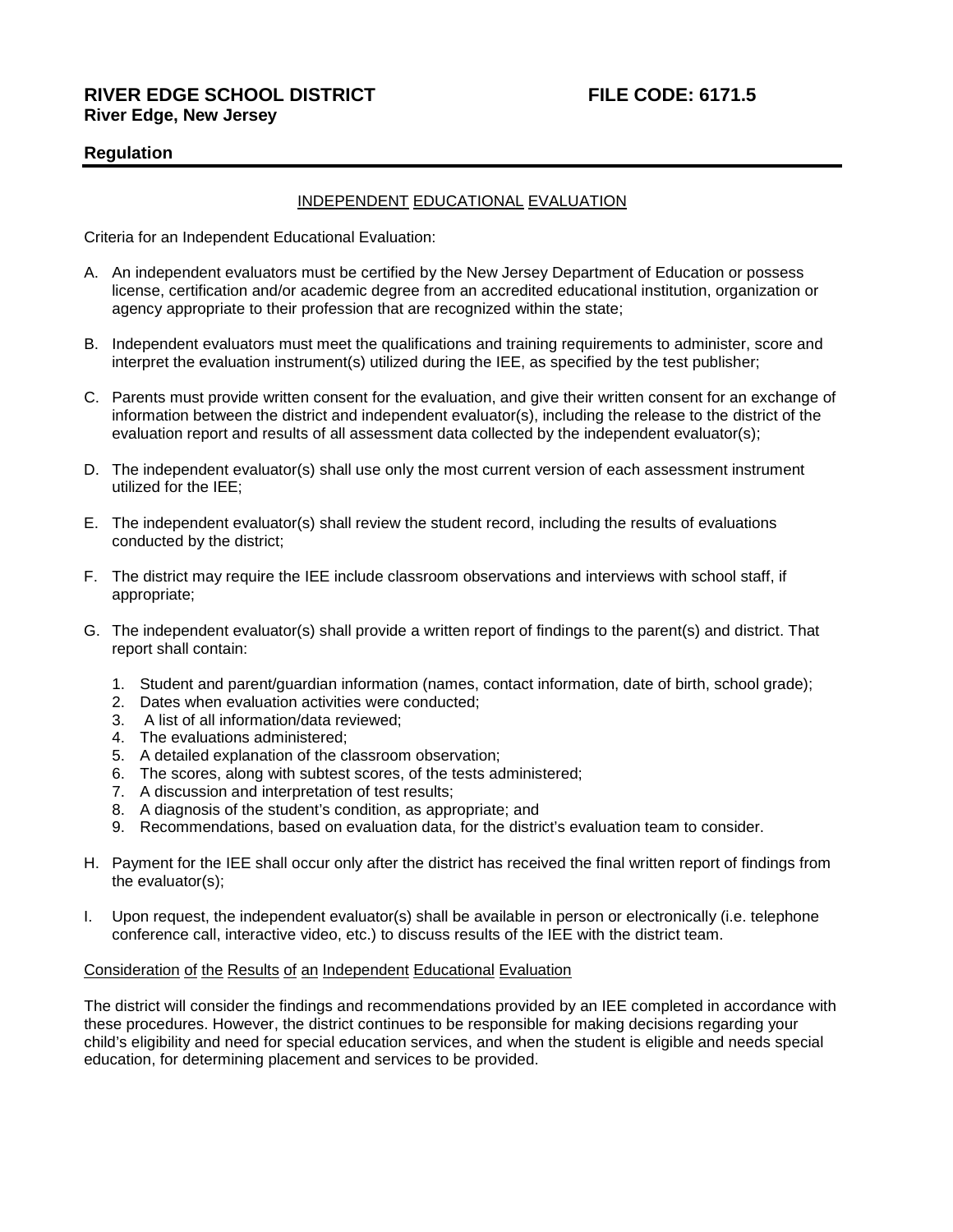**RIVER EDGE SCHOOL DISTRICT** **FILE CODE: 6171.5**
**River Edge, New Jersey**

**Regulation**

---

INDEPENDENT EDUCATIONAL EVALUATION

Criteria for an Independent Educational Evaluation:

A. An independent evaluators must be certified by the New Jersey Department of Education or possess license, certification and/or academic degree from an accredited educational institution, organization or agency appropriate to their profession that are recognized within the state;

B. Independent evaluators must meet the qualifications and training requirements to administer, score and interpret the evaluation instrument(s) utilized during the IEE, as specified by the test publisher;

C. Parents must provide written consent for the evaluation, and give their written consent for an exchange of information between the district and independent evaluator(s), including the release to the district of the evaluation report and results of all assessment data collected by the independent evaluator(s);

D. The independent evaluator(s) shall use only the most current version of each assessment instrument utilized for the IEE;

E. The independent evaluator(s) shall review the student record, including the results of evaluations conducted by the district;

F. The district may require the IEE include classroom observations and interviews with school staff, if appropriate;

G. The independent evaluator(s) shall provide a written report of findings to the parent(s) and district. That report shall contain:

   1. Student and parent/guardian information (names, contact information, date of birth, school grade);
   2. Dates when evaluation activities were conducted;
   3. A list of all information/data reviewed;
   4. The evaluations administered;
   5. A detailed explanation of the classroom observation;
   6. The scores, along with subtest scores, of the tests administered;
   7. A discussion and interpretation of test results;
   8. A diagnosis of the student's condition, as appropriate; and
   9. Recommendations, based on evaluation data, for the district's evaluation team to consider.

H. Payment for the IEE shall occur only after the district has received the final written report of findings from the evaluator(s);

I. Upon request, the independent evaluator(s) shall be available in person or electronically (i.e. telephone conference call, interactive video, etc.) to discuss results of the IEE with the district team.

Consideration of the Results of an Independent Educational Evaluation

The district will consider the findings and recommendations provided by an IEE completed in accordance with these procedures. However, the district continues to be responsible for making decisions regarding your child's eligibility and need for special education services, and when the student is eligible and needs special education, for determining placement and services to be provided.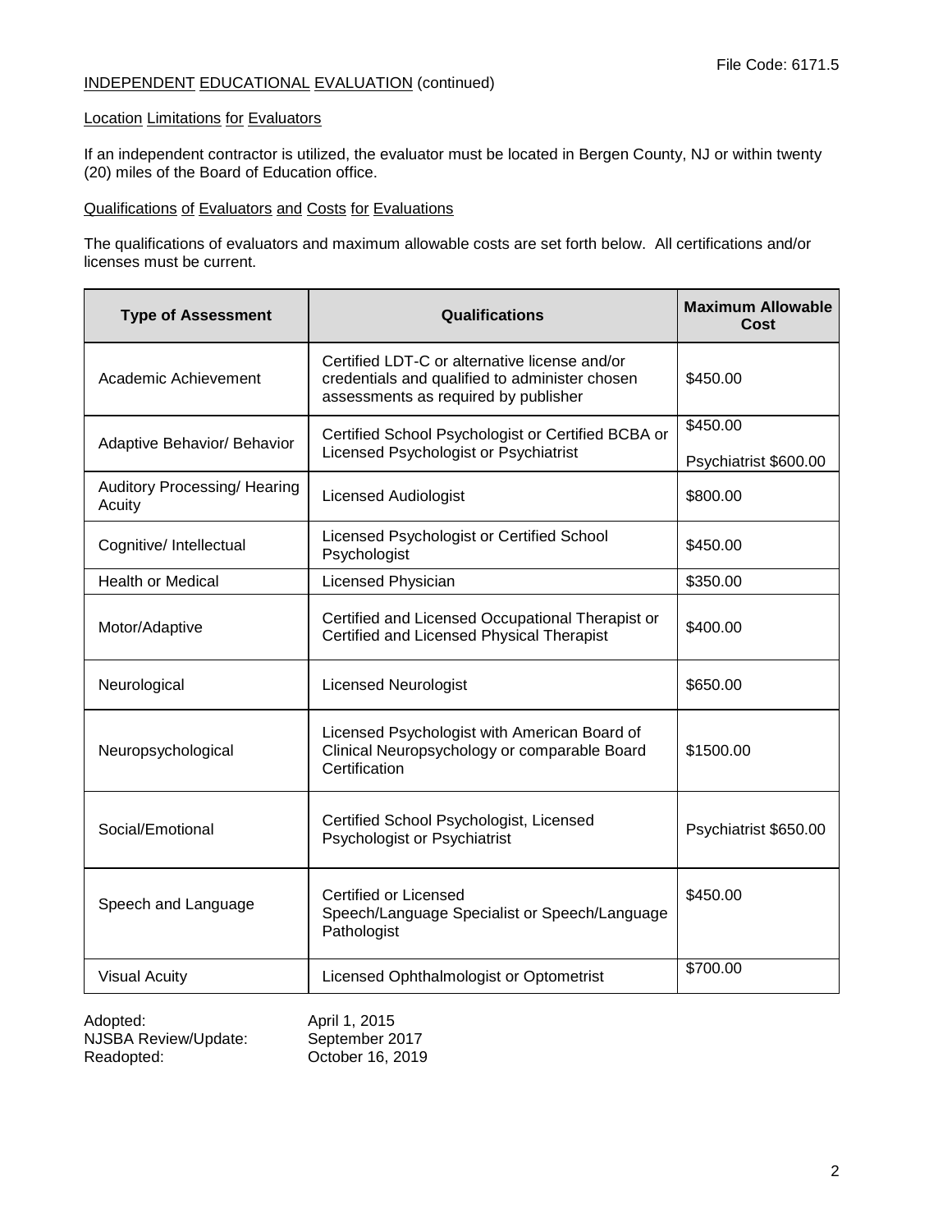File Code: 6171.5

INDEPENDENT EDUCATIONAL EVALUATION (continued)

Location Limitations for Evaluators

If an independent contractor is utilized, the evaluator must be located in Bergen County, NJ or within twenty (20) miles of the Board of Education office.

Qualifications of Evaluators and Costs for Evaluations

The qualifications of evaluators and maximum allowable costs are set forth below. All certifications and/or licenses must be current.

| Type of Assessment | Qualifications | Maximum Allowable Cost |
|---|---|---|
| Academic Achievement | Certified LDT-C or alternative license and/or credentials and qualified to administer chosen assessments as required by publisher | $450.00 |
| Adaptive Behavior/ Behavior | Certified School Psychologist or Certified BCBA or Licensed Psychologist or Psychiatrist | $450.00<br>Psychiatrist $600.00 |
| Auditory Processing/ Hearing Acuity | Licensed Audiologist | $800.00 |
| Cognitive/ Intellectual | Licensed Psychologist or Certified School Psychologist | $450.00 |
| Health or Medical | Licensed Physician | $350.00 |
| Motor/Adaptive | Certified and Licensed Occupational Therapist or Certified and Licensed Physical Therapist | $400.00 |
| Neurological | Licensed Neurologist | $650.00 |
| Neuropsychological | Licensed Psychologist with American Board of Clinical Neuropsychology or comparable Board Certification | $1500.00 |
| Social/Emotional | Certified School Psychologist, Licensed Psychologist or Psychiatrist | Psychiatrist $650.00 |
| Speech and Language | Certified or Licensed Speech/Language Specialist or Speech/Language Pathologist | $450.00 |
| Visual Acuity | Licensed Ophthalmologist or Optometrist | $700.00 |

Adopted: April 1, 2015
NJSBA Review/Update: September 2017
Readopted: October 16, 2019